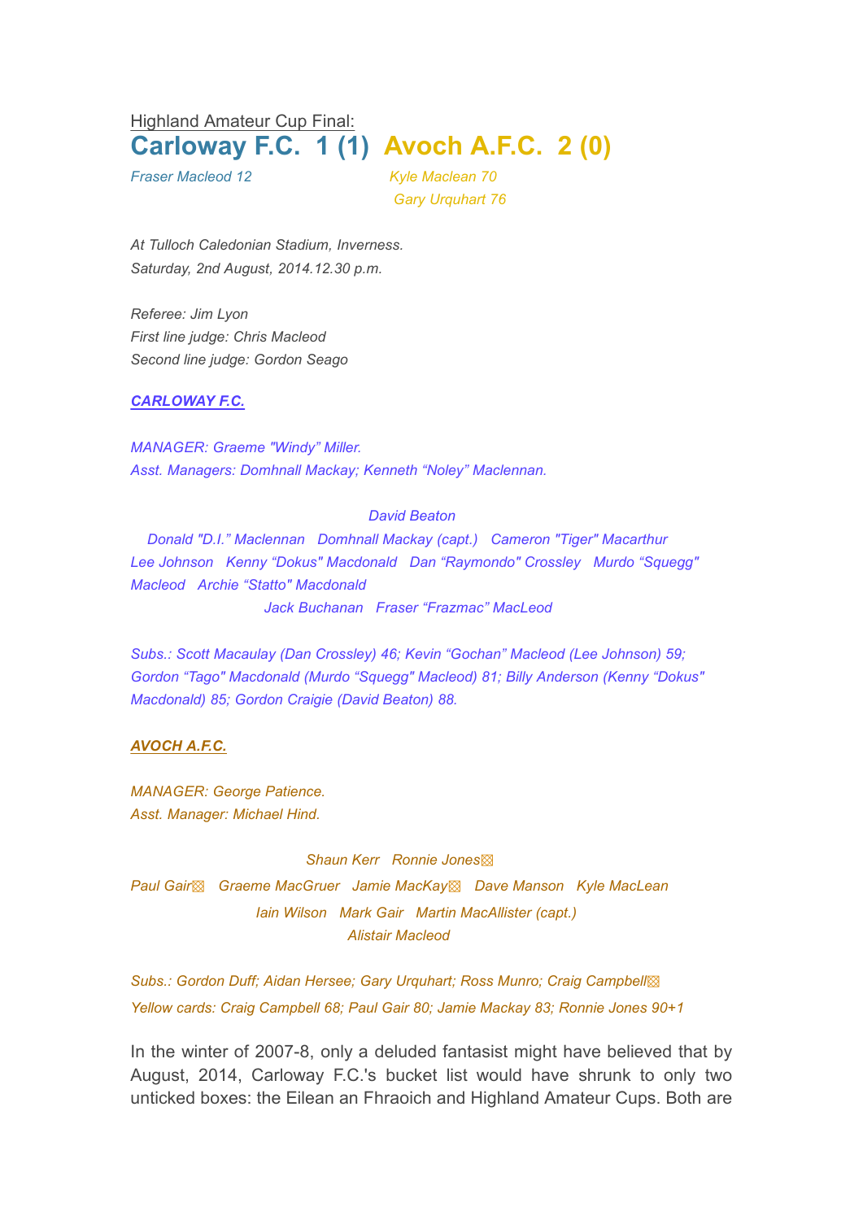Highland Amateur Cup Final:

# Carloway F.C. 1 (1) Avoch A.F.C. 2 (0)

*Fraser Macleod 12*

*Kyle Maclean 70*
*Gary Urquhart 76*

*At Tulloch Caledonian Stadium, Inverness.*
*Saturday, 2nd August, 2014.12.30 p.m.*

*Referee: Jim Lyon*
*First line judge: Chris Macleod*
*Second line judge: Gordon Seago*

***CARLOWAY F.C.***

*MANAGER: Graeme "Windy" Miller.*
*Asst. Managers: Domhnall Mackay; Kenneth "Noley" Maclennan.*

*David Beaton*
*Donald "D.I." Maclennan   Domhnall Mackay (capt.)   Cameron "Tiger" Macarthur*
*Lee Johnson   Kenny "Dokus" Macdonald   Dan "Raymondo" Crossley   Murdo "Squegg" Macleod   Archie "Statto" Macdonald*
*Jack Buchanan   Fraser "Frazmac" MacLeod*

*Subs.: Scott Macaulay (Dan Crossley) 46; Kevin "Gochan" Macleod (Lee Johnson) 59; Gordon "Tago" Macdonald (Murdo "Squegg" Macleod) 81; Billy Anderson (Kenny "Dokus" Macdonald) 85; Gordon Craigie (David Beaton) 88.*

***AVOCH A.F.C.***

*MANAGER: George Patience.*
*Asst. Manager: Michael Hind.*

*Shaun Kerr   Ronnie Jones▧*
*Paul Gair▧   Graeme MacGruer   Jamie MacKay▧   Dave Manson   Kyle MacLean*
*Iain Wilson   Mark Gair   Martin MacAllister (capt.)*
*Alistair Macleod*

*Subs.: Gordon Duff; Aidan Hersee; Gary Urquhart; Ross Munro; Craig Campbell▧*
*Yellow cards: Craig Campbell 68; Paul Gair 80; Jamie Mackay 83; Ronnie Jones 90+1*

In the winter of 2007-8, only a deluded fantasist might have believed that by August, 2014, Carloway F.C.'s bucket list would have shrunk to only two unticked boxes: the Eilean an Fhraoich and Highland Amateur Cups. Both are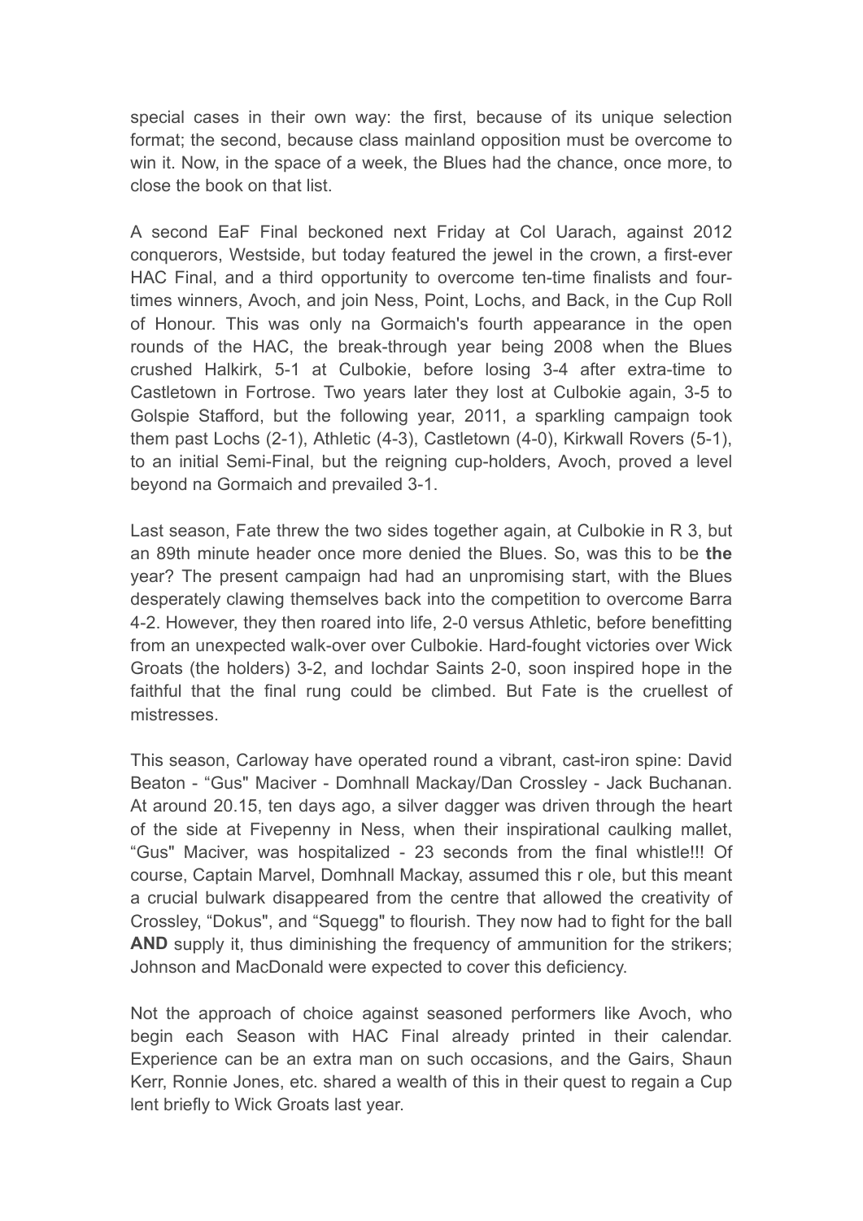special cases in their own way: the first, because of its unique selection format; the second, because class mainland opposition must be overcome to win it. Now, in the space of a week, the Blues had the chance, once more, to close the book on that list.

A second EaF Final beckoned next Friday at Col Uarach, against 2012 conquerors, Westside, but today featured the jewel in the crown, a first-ever HAC Final, and a third opportunity to overcome ten-time finalists and four-times winners, Avoch, and join Ness, Point, Lochs, and Back, in the Cup Roll of Honour. This was only na Gormaich's fourth appearance in the open rounds of the HAC, the break-through year being 2008 when the Blues crushed Halkirk, 5-1 at Culbokie, before losing 3-4 after extra-time to Castletown in Fortrose. Two years later they lost at Culbokie again, 3-5 to Golspie Stafford, but the following year, 2011, a sparkling campaign took them past Lochs (2-1), Athletic (4-3), Castletown (4-0), Kirkwall Rovers (5-1), to an initial Semi-Final, but the reigning cup-holders, Avoch, proved a level beyond na Gormaich and prevailed 3-1.

Last season, Fate threw the two sides together again, at Culbokie in R 3, but an 89th minute header once more denied the Blues. So, was this to be **the** year? The present campaign had had an unpromising start, with the Blues desperately clawing themselves back into the competition to overcome Barra 4-2. However, they then roared into life, 2-0 versus Athletic, before benefitting from an unexpected walk-over over Culbokie. Hard-fought victories over Wick Groats (the holders) 3-2, and Iochdar Saints 2-0, soon inspired hope in the faithful that the final rung could be climbed. But Fate is the cruellest of mistresses.

This season, Carloway have operated round a vibrant, cast-iron spine: David Beaton - “Gus" Maciver - Domhnall Mackay/Dan Crossley - Jack Buchanan. At around 20.15, ten days ago, a silver dagger was driven through the heart of the side at Fivepenny in Ness, when their inspirational caulking mallet, “Gus" Maciver, was hospitalized - 23 seconds from the final whistle!!! Of course, Captain Marvel, Domhnall Mackay, assumed this r ole, but this meant a crucial bulwark disappeared from the centre that allowed the creativity of Crossley, “Dokus", and “Squegg" to flourish. They now had to fight for the ball **AND** supply it, thus diminishing the frequency of ammunition for the strikers; Johnson and MacDonald were expected to cover this deficiency.

Not the approach of choice against seasoned performers like Avoch, who begin each Season with HAC Final already printed in their calendar. Experience can be an extra man on such occasions, and the Gairs, Shaun Kerr, Ronnie Jones, etc. shared a wealth of this in their quest to regain a Cup lent briefly to Wick Groats last year.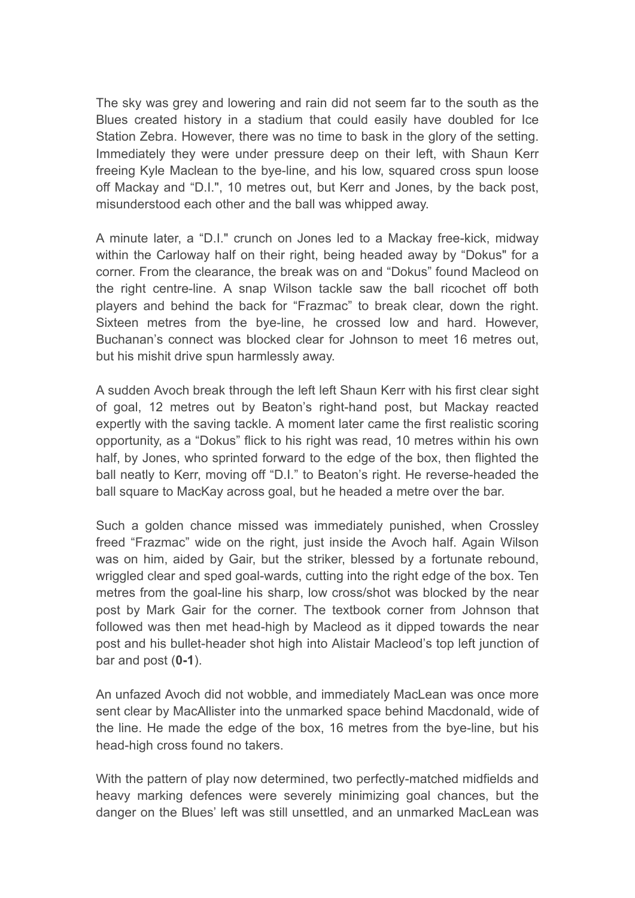The sky was grey and lowering and rain did not seem far to the south as the Blues created history in a stadium that could easily have doubled for Ice Station Zebra. However, there was no time to bask in the glory of the setting. Immediately they were under pressure deep on their left, with Shaun Kerr freeing Kyle Maclean to the bye-line, and his low, squared cross spun loose off Mackay and "D.I.", 10 metres out, but Kerr and Jones, by the back post, misunderstood each other and the ball was whipped away.

A minute later, a "D.I." crunch on Jones led to a Mackay free-kick, midway within the Carloway half on their right, being headed away by "Dokus" for a corner. From the clearance, the break was on and "Dokus" found Macleod on the right centre-line. A snap Wilson tackle saw the ball ricochet off both players and behind the back for "Frazmac" to break clear, down the right. Sixteen metres from the bye-line, he crossed low and hard. However, Buchanan's connect was blocked clear for Johnson to meet 16 metres out, but his mishit drive spun harmlessly away.

A sudden Avoch break through the left left Shaun Kerr with his first clear sight of goal, 12 metres out by Beaton's right-hand post, but Mackay reacted expertly with the saving tackle. A moment later came the first realistic scoring opportunity, as a "Dokus" flick to his right was read, 10 metres within his own half, by Jones, who sprinted forward to the edge of the box, then flighted the ball neatly to Kerr, moving off "D.I." to Beaton's right. He reverse-headed the ball square to MacKay across goal, but he headed a metre over the bar.

Such a golden chance missed was immediately punished, when Crossley freed "Frazmac" wide on the right, just inside the Avoch half. Again Wilson was on him, aided by Gair, but the striker, blessed by a fortunate rebound, wriggled clear and sped goal-wards, cutting into the right edge of the box. Ten metres from the goal-line his sharp, low cross/shot was blocked by the near post by Mark Gair for the corner. The textbook corner from Johnson that followed was then met head-high by Macleod as it dipped towards the near post and his bullet-header shot high into Alistair Macleod's top left junction of bar and post (**0-1**).

An unfazed Avoch did not wobble, and immediately MacLean was once more sent clear by MacAllister into the unmarked space behind Macdonald, wide of the line. He made the edge of the box, 16 metres from the bye-line, but his head-high cross found no takers.

With the pattern of play now determined, two perfectly-matched midfields and heavy marking defences were severely minimizing goal chances, but the danger on the Blues' left was still unsettled, and an unmarked MacLean was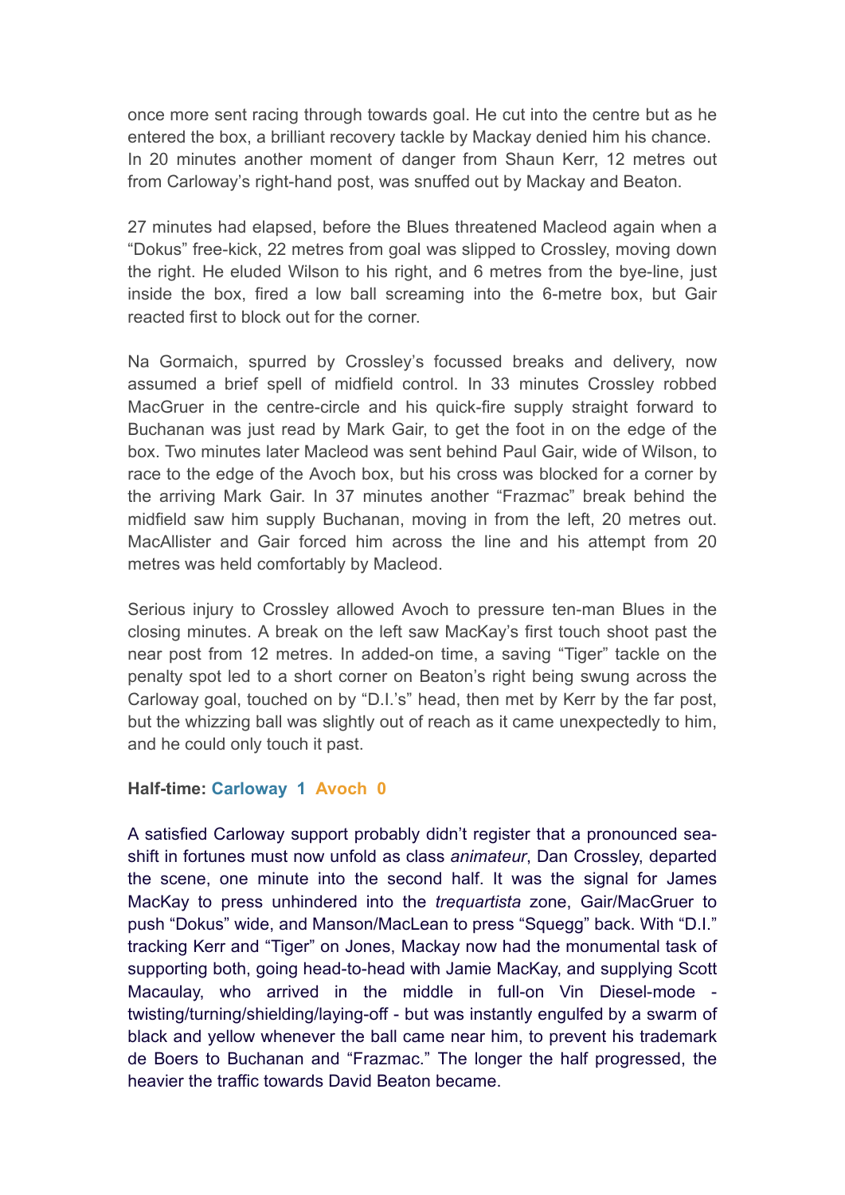once more sent racing through towards goal. He cut into the centre but as he entered the box, a brilliant recovery tackle by Mackay denied him his chance. In 20 minutes another moment of danger from Shaun Kerr, 12 metres out from Carloway's right-hand post, was snuffed out by Mackay and Beaton.

27 minutes had elapsed, before the Blues threatened Macleod again when a "Dokus" free-kick, 22 metres from goal was slipped to Crossley, moving down the right. He eluded Wilson to his right, and 6 metres from the bye-line, just inside the box, fired a low ball screaming into the 6-metre box, but Gair reacted first to block out for the corner.

Na Gormaich, spurred by Crossley's focussed breaks and delivery, now assumed a brief spell of midfield control. In 33 minutes Crossley robbed MacGruer in the centre-circle and his quick-fire supply straight forward to Buchanan was just read by Mark Gair, to get the foot in on the edge of the box. Two minutes later Macleod was sent behind Paul Gair, wide of Wilson, to race to the edge of the Avoch box, but his cross was blocked for a corner by the arriving Mark Gair. In 37 minutes another "Frazmac" break behind the midfield saw him supply Buchanan, moving in from the left, 20 metres out. MacAllister and Gair forced him across the line and his attempt from 20 metres was held comfortably by Macleod.

Serious injury to Crossley allowed Avoch to pressure ten-man Blues in the closing minutes. A break on the left saw MacKay's first touch shoot past the near post from 12 metres. In added-on time, a saving "Tiger" tackle on the penalty spot led to a short corner on Beaton's right being swung across the Carloway goal, touched on by "D.I.'s" head, then met by Kerr by the far post, but the whizzing ball was slightly out of reach as it came unexpectedly to him, and he could only touch it past.

**Half-time: Carloway 1 Avoch 0**

A satisfied Carloway support probably didn't register that a pronounced sea-shift in fortunes must now unfold as class *animateur*, Dan Crossley, departed the scene, one minute into the second half. It was the signal for James MacKay to press unhindered into the *trequartista* zone, Gair/MacGruer to push "Dokus" wide, and Manson/MacLean to press "Squegg" back. With "D.I." tracking Kerr and "Tiger" on Jones, Mackay now had the monumental task of supporting both, going head-to-head with Jamie MacKay, and supplying Scott Macaulay, who arrived in the middle in full-on Vin Diesel-mode - twisting/turning/shielding/laying-off - but was instantly engulfed by a swarm of black and yellow whenever the ball came near him, to prevent his trademark de Boers to Buchanan and "Frazmac." The longer the half progressed, the heavier the traffic towards David Beaton became.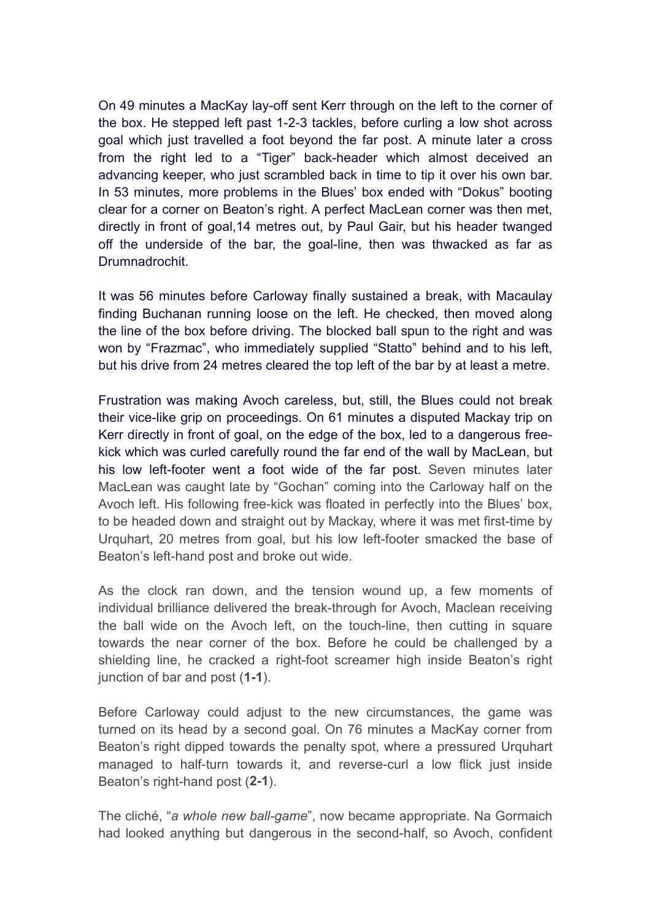On 49 minutes a MacKay lay-off sent Kerr through on the left to the corner of the box. He stepped left past 1-2-3 tackles, before curling a low shot across goal which just travelled a foot beyond the far post. A minute later a cross from the right led to a "Tiger" back-header which almost deceived an advancing keeper, who just scrambled back in time to tip it over his own bar. In 53 minutes, more problems in the Blues' box ended with "Dokus" booting clear for a corner on Beaton's right. A perfect MacLean corner was then met, directly in front of goal,14 metres out, by Paul Gair, but his header twanged off the underside of the bar, the goal-line, then was thwacked as far as Drumnadrochit.

It was 56 minutes before Carloway finally sustained a break, with Macaulay finding Buchanan running loose on the left. He checked, then moved along the line of the box before driving. The blocked ball spun to the right and was won by "Frazmac", who immediately supplied "Statto" behind and to his left, but his drive from 24 metres cleared the top left of the bar by at least a metre.

Frustration was making Avoch careless, but, still, the Blues could not break their vice-like grip on proceedings. On 61 minutes a disputed Mackay trip on Kerr directly in front of goal, on the edge of the box, led to a dangerous free-kick which was curled carefully round the far end of the wall by MacLean, but his low left-footer went a foot wide of the far post. Seven minutes later MacLean was caught late by "Gochan" coming into the Carloway half on the Avoch left. His following free-kick was floated in perfectly into the Blues' box, to be headed down and straight out by Mackay, where it was met first-time by Urquhart, 20 metres from goal, but his low left-footer smacked the base of Beaton's left-hand post and broke out wide.

As the clock ran down, and the tension wound up, a few moments of individual brilliance delivered the break-through for Avoch, Maclean receiving the ball wide on the Avoch left, on the touch-line, then cutting in square towards the near corner of the box. Before he could be challenged by a shielding line, he cracked a right-foot screamer high inside Beaton's right junction of bar and post (**1-1**).

Before Carloway could adjust to the new circumstances, the game was turned on its head by a second goal. On 76 minutes a MacKay corner from Beaton's right dipped towards the penalty spot, where a pressured Urquhart managed to half-turn towards it, and reverse-curl a low flick just inside Beaton's right-hand post (**2-1**).

The cliché, "*a whole new ball-game*", now became appropriate. Na Gormaich had looked anything but dangerous in the second-half, so Avoch, confident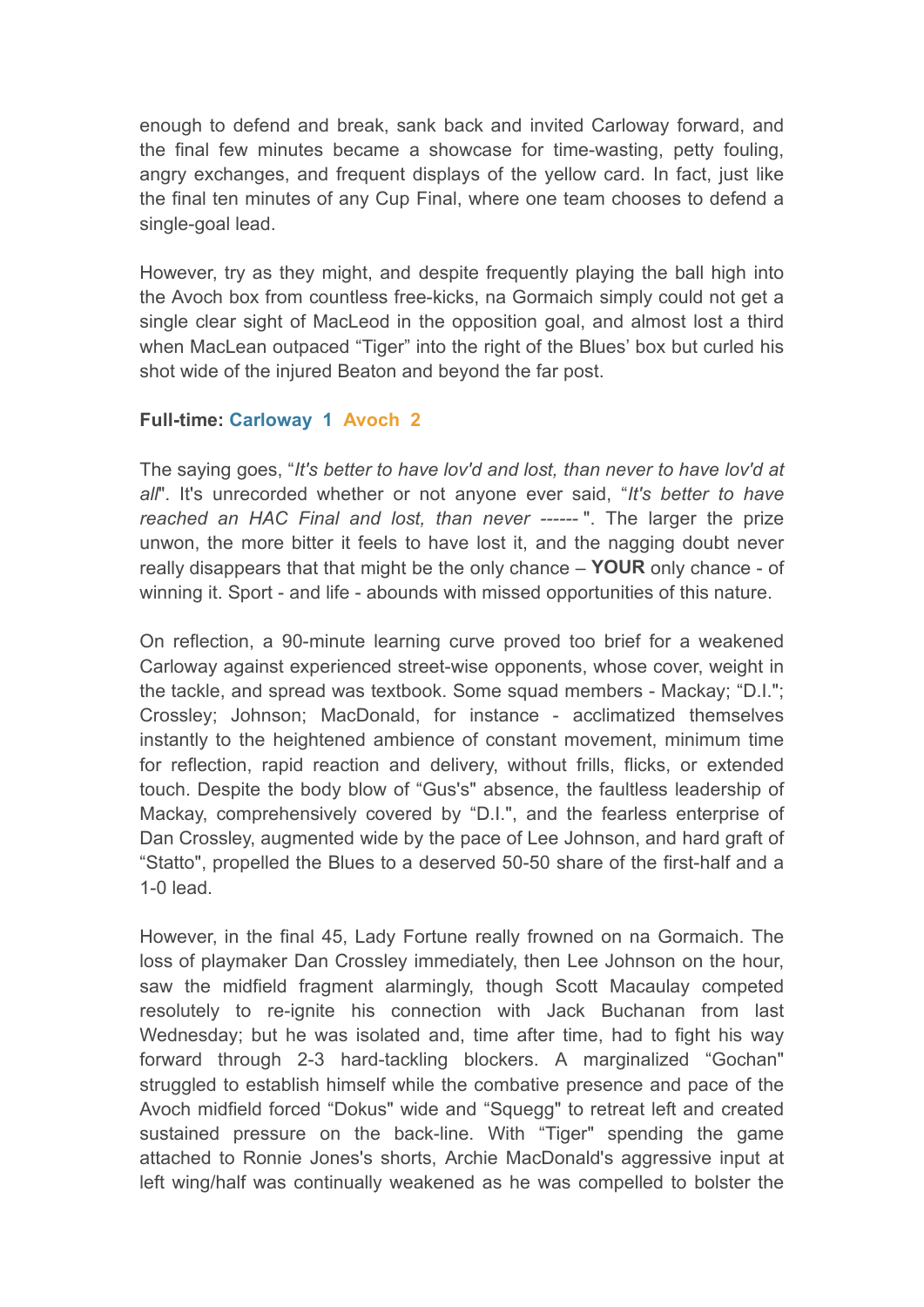enough to defend and break, sank back and invited Carloway forward, and the final few minutes became a showcase for time-wasting, petty fouling, angry exchanges, and frequent displays of the yellow card. In fact, just like the final ten minutes of any Cup Final, where one team chooses to defend a single-goal lead.

However, try as they might, and despite frequently playing the ball high into the Avoch box from countless free-kicks, na Gormaich simply could not get a single clear sight of MacLeod in the opposition goal, and almost lost a third when MacLean outpaced “Tiger” into the right of the Blues’ box but curled his shot wide of the injured Beaton and beyond the far post.

**Full-time: Carloway 1 Avoch 2**

The saying goes, “*It's better to have lov'd and lost, than never to have lov'd at all*". It's unrecorded whether or not anyone ever said, “*It's better to have reached an HAC Final and lost, than never ------* ". The larger the prize unwon, the more bitter it feels to have lost it, and the nagging doubt never really disappears that that might be the only chance – **YOUR** only chance - of winning it. Sport - and life - abounds with missed opportunities of this nature.

On reflection, a 90-minute learning curve proved too brief for a weakened Carloway against experienced street-wise opponents, whose cover, weight in the tackle, and spread was textbook. Some squad members - Mackay; “D.I."; Crossley; Johnson; MacDonald, for instance - acclimatized themselves instantly to the heightened ambience of constant movement, minimum time for reflection, rapid reaction and delivery, without frills, flicks, or extended touch. Despite the body blow of “Gus's" absence, the faultless leadership of Mackay, comprehensively covered by “D.I.", and the fearless enterprise of Dan Crossley, augmented wide by the pace of Lee Johnson, and hard graft of “Statto", propelled the Blues to a deserved 50-50 share of the first-half and a 1-0 lead.

However, in the final 45, Lady Fortune really frowned on na Gormaich. The loss of playmaker Dan Crossley immediately, then Lee Johnson on the hour, saw the midfield fragment alarmingly, though Scott Macaulay competed resolutely to re-ignite his connection with Jack Buchanan from last Wednesday; but he was isolated and, time after time, had to fight his way forward through 2-3 hard-tackling blockers. A marginalized “Gochan" struggled to establish himself while the combative presence and pace of the Avoch midfield forced “Dokus" wide and “Squegg" to retreat left and created sustained pressure on the back-line. With “Tiger" spending the game attached to Ronnie Jones's shorts, Archie MacDonald's aggressive input at left wing/half was continually weakened as he was compelled to bolster the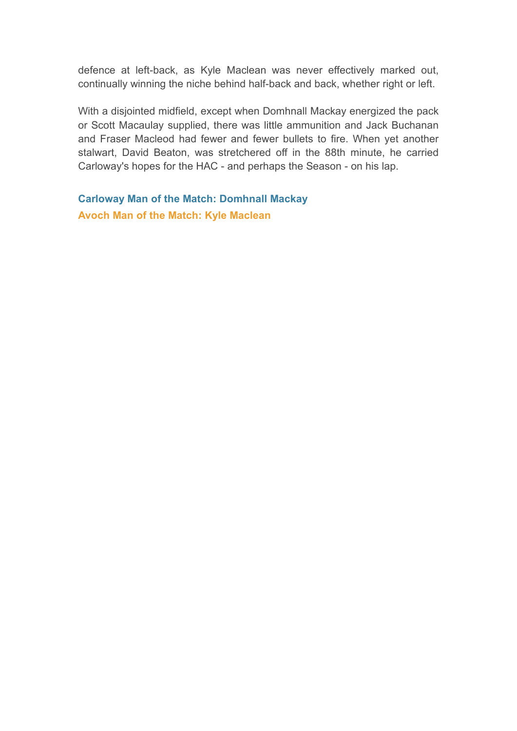defence at left-back, as Kyle Maclean was never effectively marked out, continually winning the niche behind half-back and back, whether right or left.

With a disjointed midfield, except when Domhnall Mackay energized the pack or Scott Macaulay supplied, there was little ammunition and Jack Buchanan and Fraser Macleod had fewer and fewer bullets to fire. When yet another stalwart, David Beaton, was stretchered off in the 88th minute, he carried Carloway's hopes for the HAC - and perhaps the Season - on his lap.

**Carloway Man of the Match: Domhnall Mackay**

**Avoch Man of the Match: Kyle Maclean**